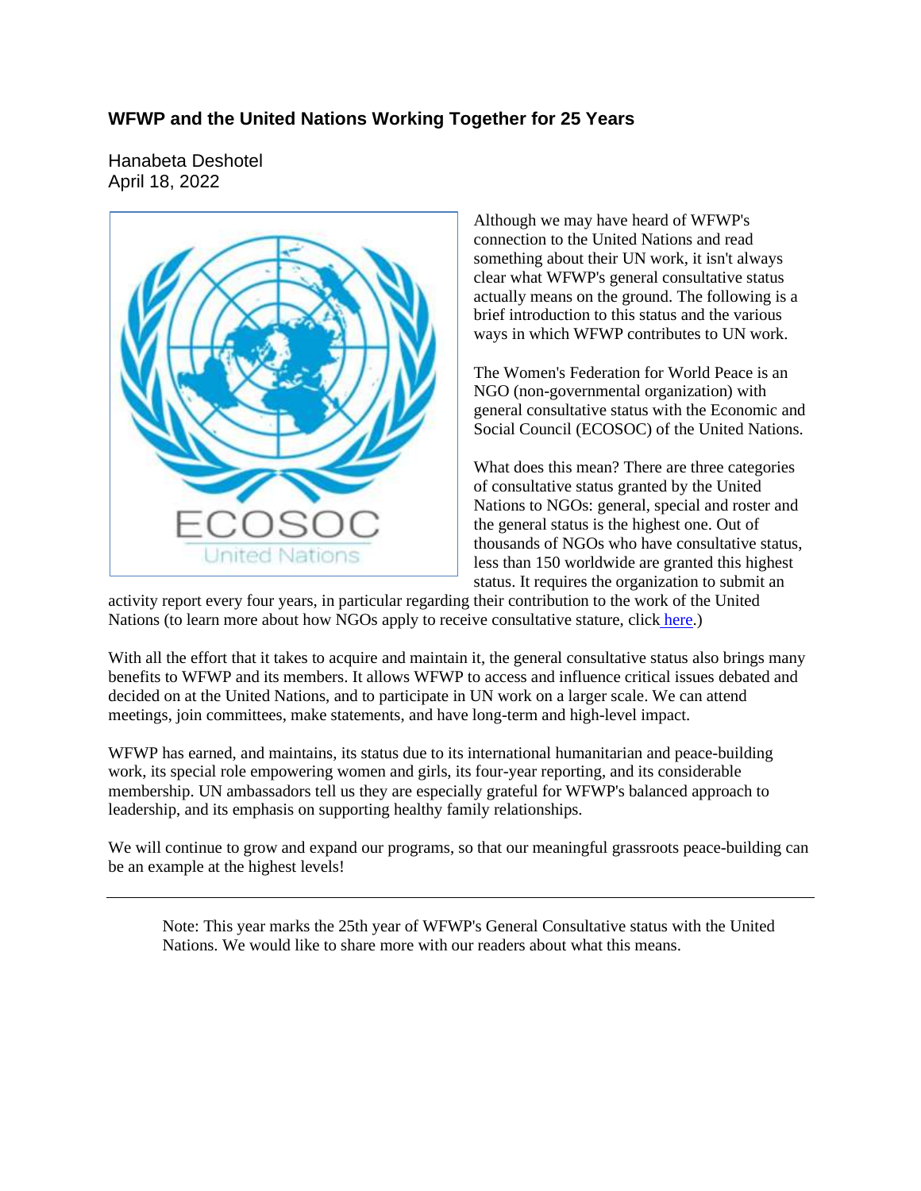## WFWP and the United Nations Working Together for 25 Years

Hanabeta Deshotel
April 18, 2022

Although we may have heard of WFWP's connection to the United Nations and read something about their UN work, it isn't always clear what WFWP's general consultative status actually means on the ground. The following is a brief introduction to this status and the various ways in which WFWP contributes to UN work.

The Women's Federation for World Peace is an NGO (non-governmental organization) with general consultative status with the Economic and Social Council (ECOSOC) of the United Nations.

What does this mean? There are three categories of consultative status granted by the United Nations to NGOs: general, special and roster and the general status is the highest one. Out of thousands of NGOs who have consultative status, less than 150 worldwide are granted this highest status. It requires the organization to submit an activity report every four years, in particular regarding their contribution to the work of the United Nations (to learn more about how NGOs apply to receive consultative stature, click here.)

With all the effort that it takes to acquire and maintain it, the general consultative status also brings many benefits to WFWP and its members. It allows WFWP to access and influence critical issues debated and decided on at the United Nations, and to participate in UN work on a larger scale. We can attend meetings, join committees, make statements, and have long-term and high-level impact.

WFWP has earned, and maintains, its status due to its international humanitarian and peace-building work, its special role empowering women and girls, its four-year reporting, and its considerable membership. UN ambassadors tell us they are especially grateful for WFWP's balanced approach to leadership, and its emphasis on supporting healthy family relationships.

We will continue to grow and expand our programs, so that our meaningful grassroots peace-building can be an example at the highest levels!

---

Note: This year marks the 25th year of WFWP's General Consultative status with the United Nations. We would like to share more with our readers about what this means.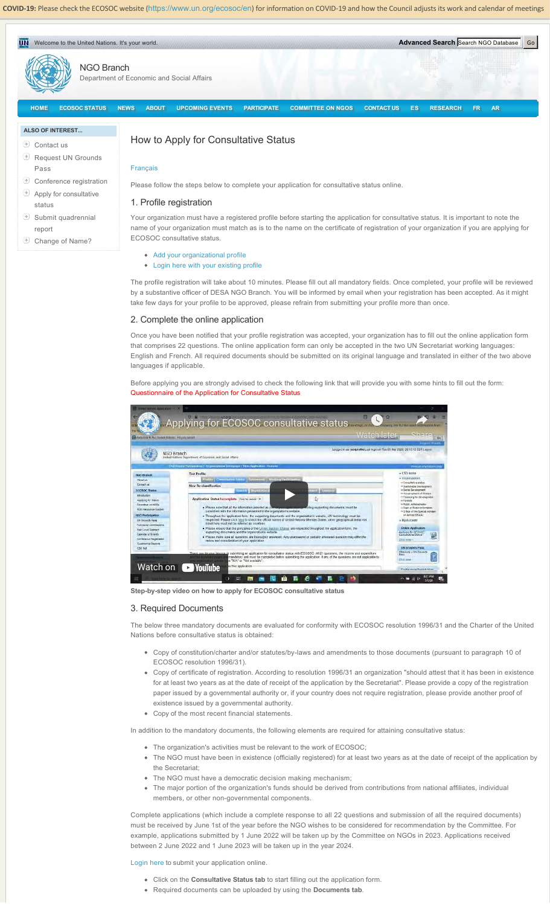COVID-19: Please check the ECOSOC website (https://www.un.org/ecosoc/en) for information on COVID-19 and how the Council adjusts its work and calendar of meetings

Welcome to the United Nations. It's your world.

Advanced Search | Search NGO Database | Go

NGO Branch
Department of Economic and Social Affairs

HOME | ECOSOC STATUS | NEWS | ABOUT | UPCOMING EVENTS | PARTICIPATE | COMMITTEE ON NGOS | CONTACT US | ES | RESEARCH | FR | AR

**ALSO OF INTEREST...**

- Contact us
- Request UN Grounds Pass
- Conference registration
- Apply for consultative status
- Submit quadrennial report
- Change of Name?

# How to Apply for Consultative Status

Français

Please follow the steps below to complete your application for consultative status online.

## 1. Profile registration

Your organization must have a registered profile before starting the application for consultative status. It is important to note the name of your organization must match as is to the name on the certificate of registration of your organization if you are applying for ECOSOC consultative status.

- Add your organizational profile
- Login here with your existing profile

The profile registration will take about 10 minutes. Please fill out all mandatory fields. Once completed, your profile will be reviewed by a substantive officer of DESA NGO Branch. You will be informed by email when your registration has been accepted. As it might take few days for your profile to be approved, please refrain from submitting your profile more than once.

## 2. Complete the online application

Once you have been notified that your profile registration was accepted, your organization has to fill out the online application form that comprises 22 questions. The online application form can only be accepted in the two UN Secretariat working languages: English and French. All required documents should be submitted on its original language and translated in either of the two above languages if applicable.

Before applying you are strongly advised to check the following link that will provide you with some hints to fill out the form: Questionnaire of the Application for Consultative Status

Applying for ECOSOC consultative status

**Step-by-step video on how to apply for ECOSOC consultative status**

## 3. Required Documents

The below three mandatory documents are evaluated for conformity with ECOSOC resolution 1996/31 and the Charter of the United Nations before consultative status is obtained:

- Copy of constitution/charter and/or statutes/by-laws and amendments to those documents (pursuant to paragraph 10 of ECOSOC resolution 1996/31).
- Copy of certificate of registration. According to resolution 1996/31 an organization "should attest that it has been in existence for at least two years as at the date of receipt of the application by the Secretariat". Please provide a copy of the registration paper issued by a governmental authority or, if your country does not require registration, please provide another proof of existence issued by a governmental authority.
- Copy of the most recent financial statements.

In addition to the mandatory documents, the following elements are required for attaining consultative status:

- The organization's activities must be relevant to the work of ECOSOC;
- The NGO must have been in existence (officially registered) for at least two years as at the date of receipt of the application by the Secretariat;
- The NGO must have a democratic decision making mechanism;
- The major portion of the organization's funds should be derived from contributions from national affiliates, individual members, or other non-governmental components.

Complete applications (which include a complete response to all 22 questions and submission of all the required documents) must be received by June 1st of the year before the NGO wishes to be considered for recommendation by the Committee. For example, applications submitted by 1 June 2022 will be taken up by the Committee on NGOs in 2023. Applications received between 2 June 2022 and 1 June 2023 will be taken up in the year 2024.

Login here to submit your application online.

- Click on the **Consultative Status tab** to start filling out the application form.
- Required documents can be uploaded by using the **Documents tab**.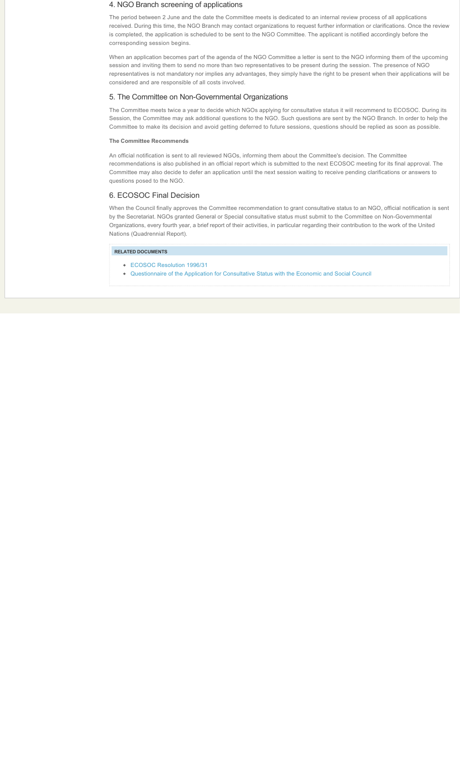## 4. NGO Branch screening of applications

The period between 2 June and the date the Committee meets is dedicated to an internal review process of all applications received. During this time, the NGO Branch may contact organizations to request further information or clarifications. Once the review is completed, the application is scheduled to be sent to the NGO Committee. The applicant is notified accordingly before the corresponding session begins.

When an application becomes part of the agenda of the NGO Committee a letter is sent to the NGO informing them of the upcoming session and inviting them to send no more than two representatives to be present during the session. The presence of NGO representatives is not mandatory nor implies any advantages, they simply have the right to be present when their applications will be considered and are responsible of all costs involved.

## 5. The Committee on Non-Governmental Organizations

The Committee meets twice a year to decide which NGOs applying for consultative status it will recommend to ECOSOC. During its Session, the Committee may ask additional questions to the NGO. Such questions are sent by the NGO Branch. In order to help the Committee to make its decision and avoid getting deferred to future sessions, questions should be replied as soon as possible.

**The Committee Recommends**

An official notification is sent to all reviewed NGOs, informing them about the Committee's decision. The Committee recommendations is also published in an official report which is submitted to the next ECOSOC meeting for its final approval. The Committee may also decide to defer an application until the next session waiting to receive pending clarifications or answers to questions posed to the NGO.

## 6. ECOSOC Final Decision

When the Council finally approves the Committee recommendation to grant consultative status to an NGO, official notification is sent by the Secretariat. NGOs granted General or Special consultative status must submit to the Committee on Non-Governmental Organizations, every fourth year, a brief report of their activities, in particular regarding their contribution to the work of the United Nations (Quadrennial Report).

**RELATED DOCUMENTS**

- ECOSOC Resolution 1996/31
- Questionnaire of the Application for Consultative Status with the Economic and Social Council